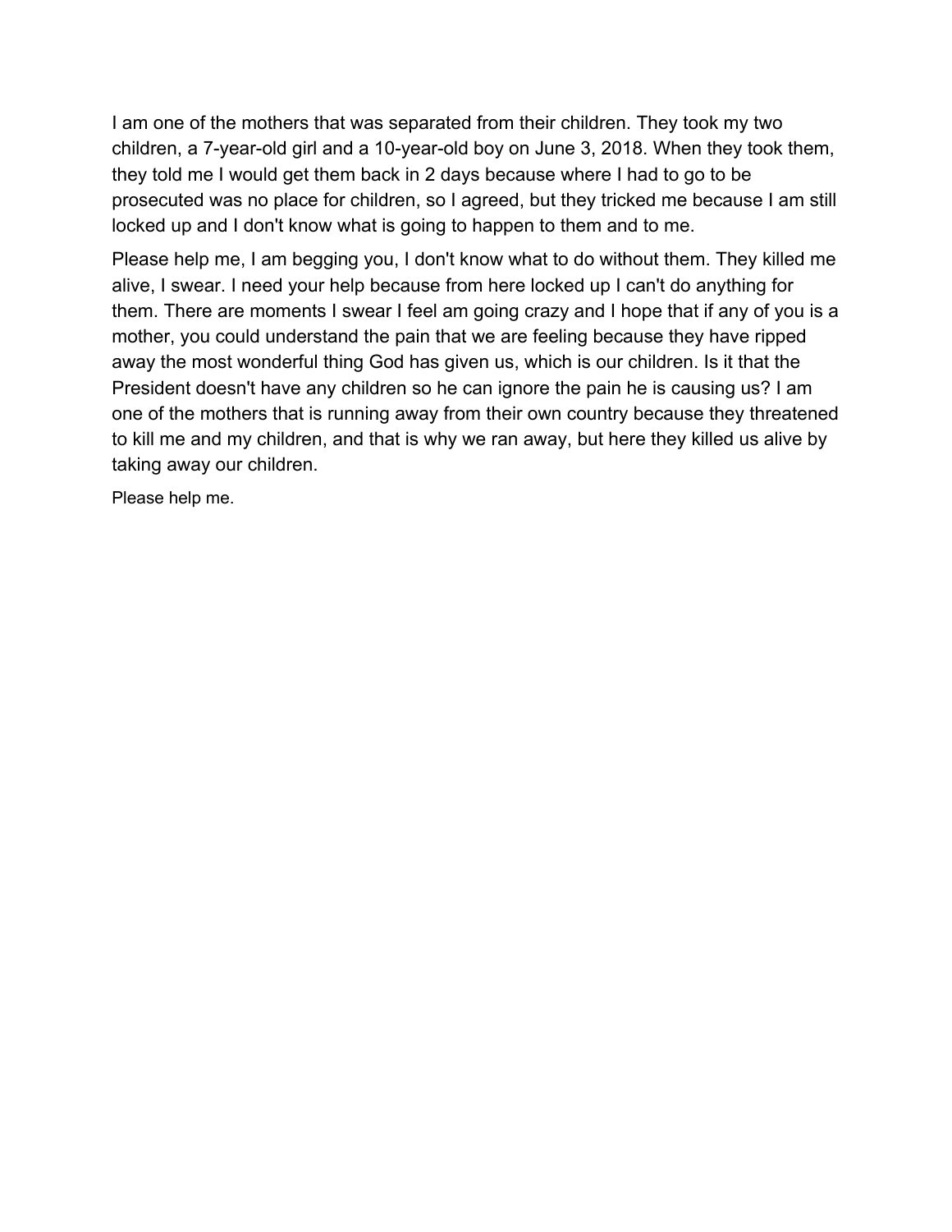I am one of the mothers that was separated from their children. They took my two children, a 7-year-old girl and a 10-year-old boy on June 3, 2018. When they took them, they told me I would get them back in 2 days because where I had to go to be prosecuted was no place for children, so I agreed, but they tricked me because I am still locked up and I don't know what is going to happen to them and to me.

Please help me, I am begging you, I don't know what to do without them. They killed me alive, I swear. I need your help because from here locked up I can't do anything for them. There are moments I swear I feel am going crazy and I hope that if any of you is a mother, you could understand the pain that we are feeling because they have ripped away the most wonderful thing God has given us, which is our children. Is it that the President doesn't have any children so he can ignore the pain he is causing us? I am one of the mothers that is running away from their own country because they threatened to kill me and my children, and that is why we ran away, but here they killed us alive by taking away our children.

Please help me.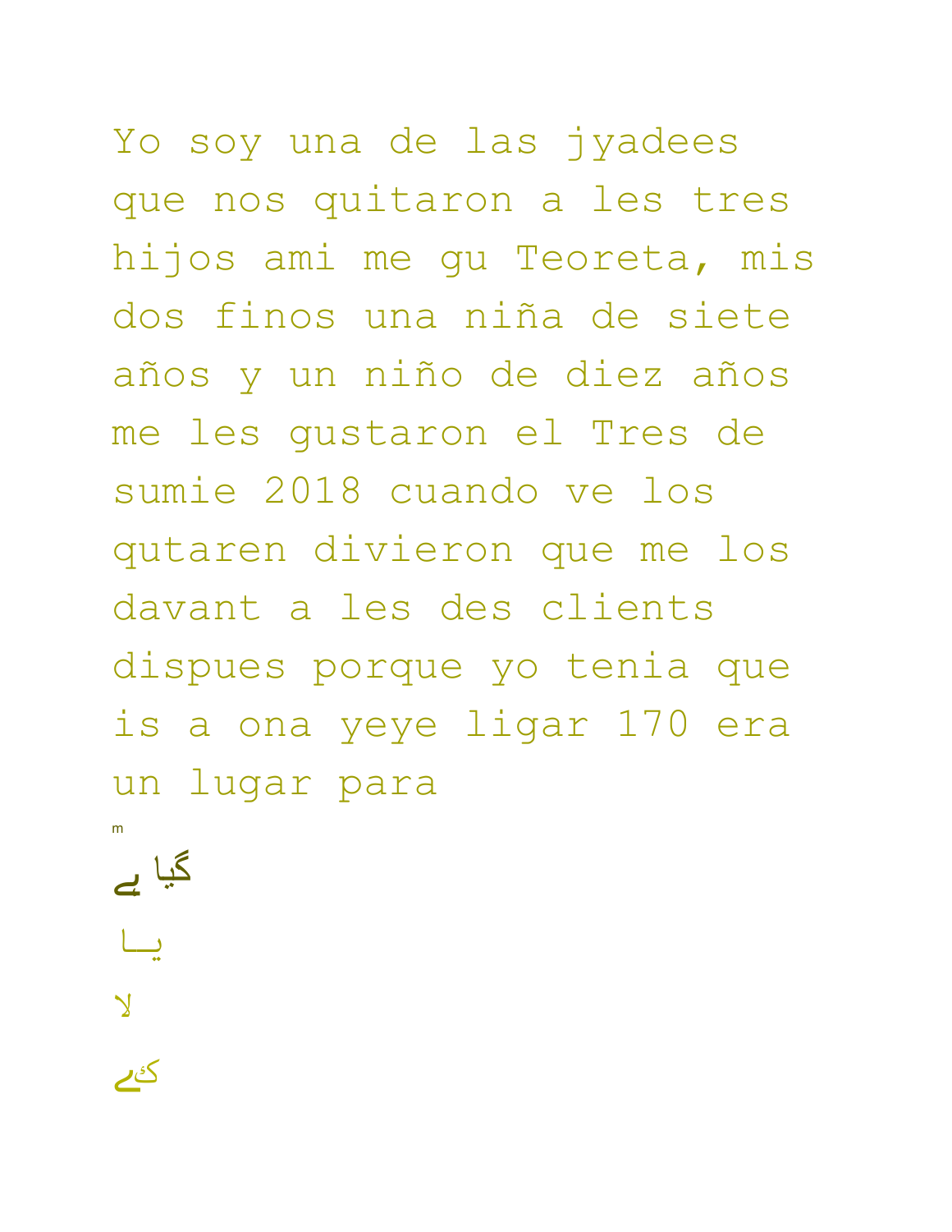Yo soy una de las jyadees que nos quitaron a les tres hijos ami me gu Teoreta, mis dos finos una niña de siete años y un niño de diez años me les gustaron el Tres de sumie 2018 cuando ve los qutaren divieron que me los davant a les des clients dispues porque yo tenia que is a ona yeye ligar 170 era un lugar para

m

گیا ہے

یــا

لا

کئے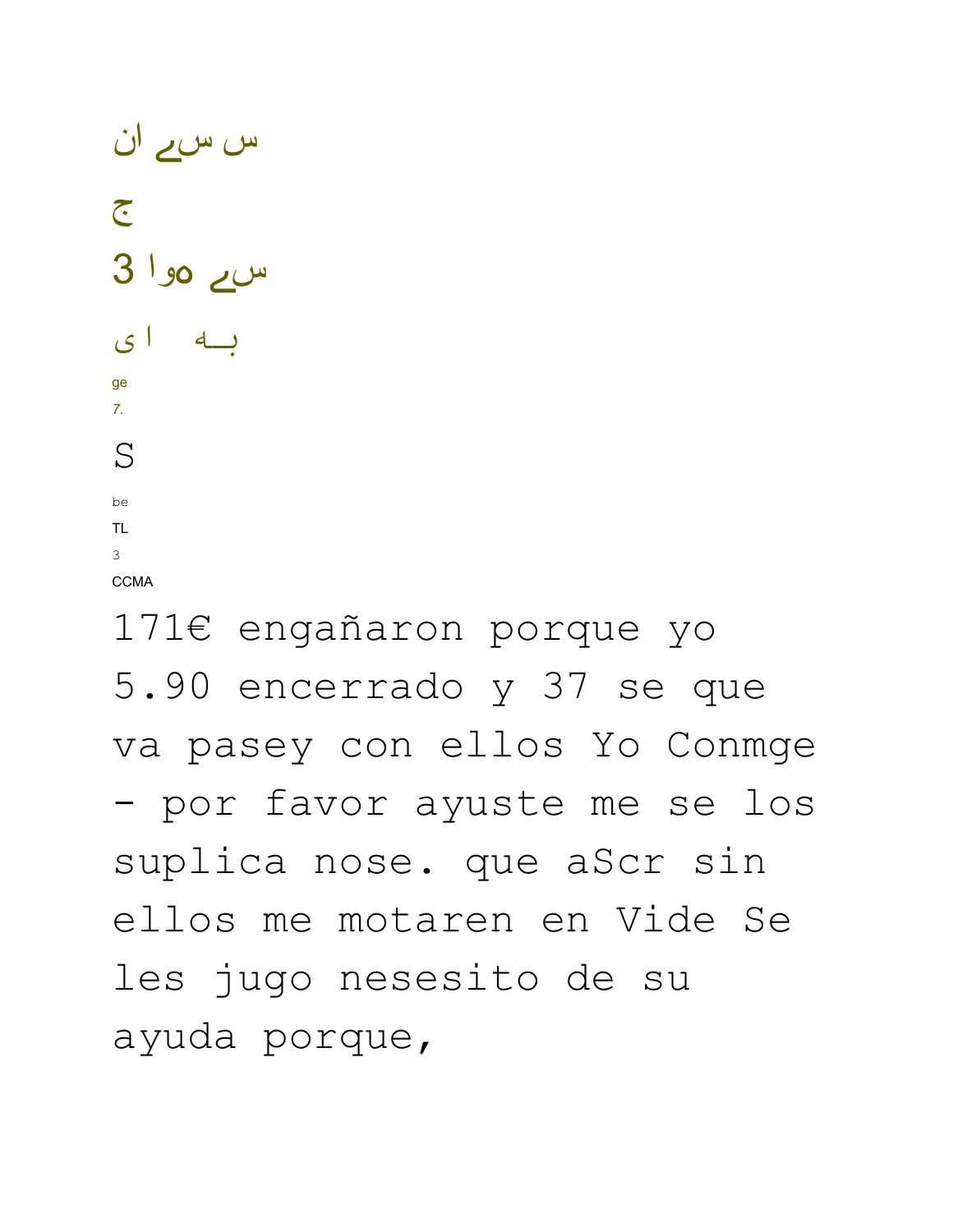س سے ان

ج

سے ہوا 3

بــه ا ی

ge

7.

S

be

TL

3

CCMA

171€ engañaron porque yo 5.90 encerrado y 37 se que va pasey con ellos Yo Conmge - por favor ayuste me se los suplica nose. que aScr sin ellos me motaren en Vide Se les jugo nesesito de su ayuda porque,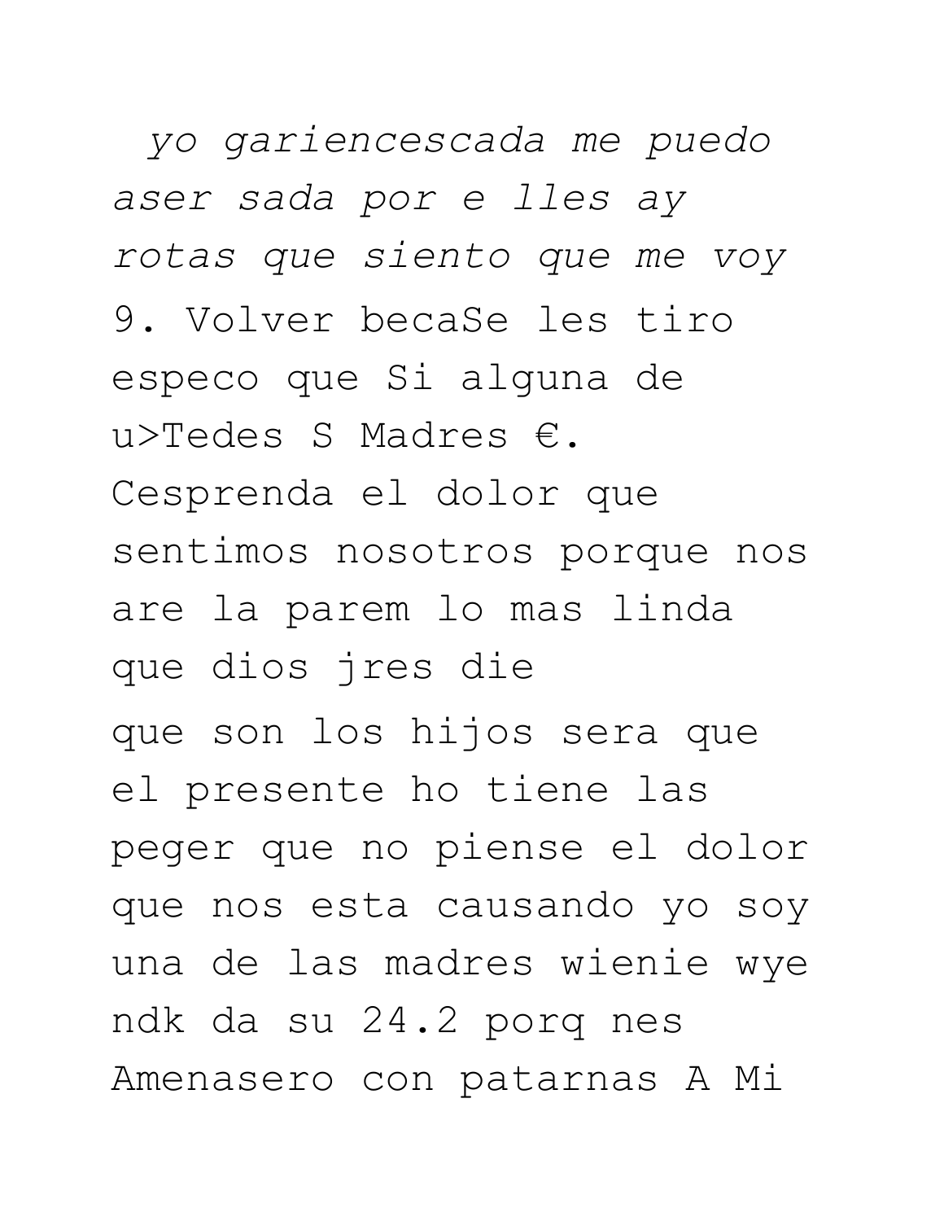*yo gariencescada me puedo aser sada por e lles ay rotas que siento que me voy*

9. Volver becaSe les tiro especo que Si alguna de u>Tedes S Madres €. Cesprenda el dolor que sentimos nosotros porque nos are la parem lo mas linda que dios jres die

que son los hijos sera que el presente ho tiene las peger que no piense el dolor que nos esta causando yo soy una de las madres wienie wye ndk da su 24.2 porq nes Amenasero con patarnas A Mi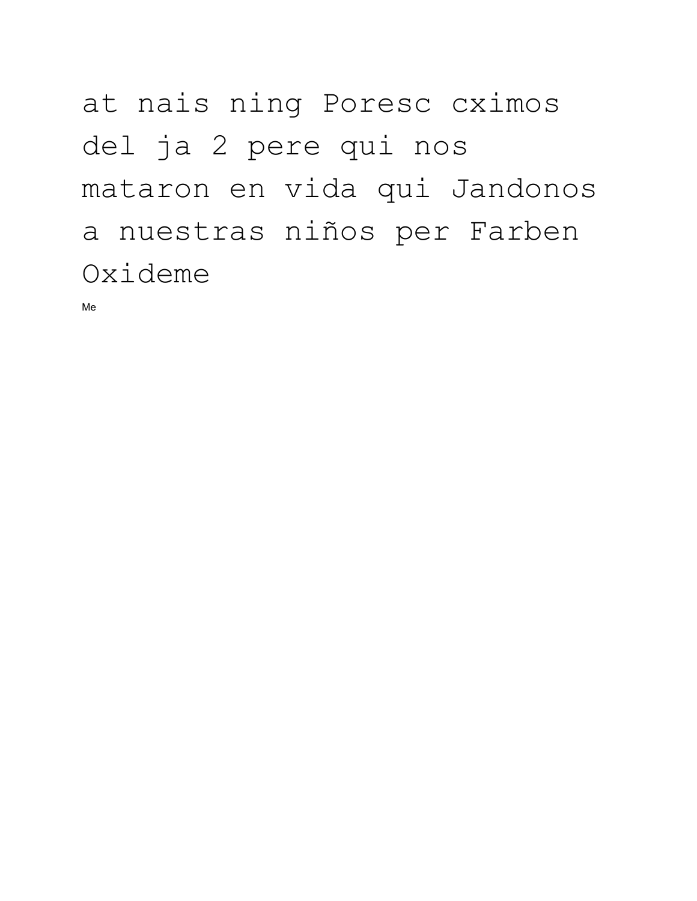at nais ning Poresc cximos del ja 2 pere qui nos mataron en vida qui Jandonos a nuestras niños per Farben Oxideme

Me